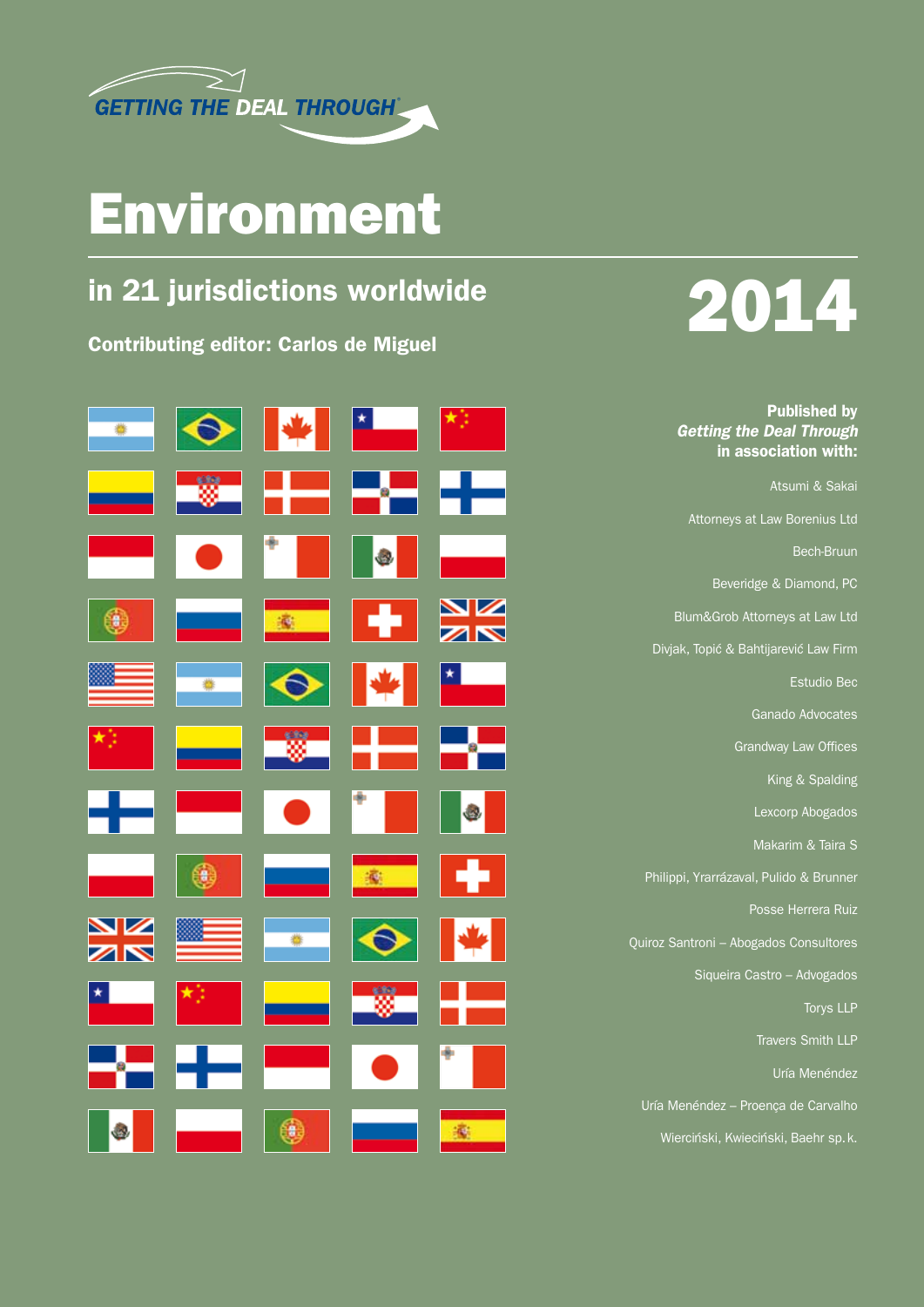GETTING THE DEAL THROUGH

# Environment

## in 21 jurisdictions worldwide

# 2014

**Contributing editor: Carlos de Miguel**

**Published by**
***Getting the Deal Through***
**in association with:**

Atsumi & Sakai

Attorneys at Law Borenius Ltd

Bech-Bruun

Beveridge & Diamond, PC

Blum&Grob Attorneys at Law Ltd

Divjak, Topić & Bahtijarević Law Firm

Estudio Bec

Ganado Advocates

Grandway Law Offices

King & Spalding

Lexcorp Abogados

Makarim & Taira S

Philippi, Yrrazával, Pulido & Brunner

Posse Herrera Ruiz

Quiroz Santroni – Abogados Consultores

Siqueira Castro – Advogados

Torys LLP

Travers Smith LLP

Uría Menéndez

Uría Menéndez – Proença de Carvalho

Wierciński, Kwieciński, Baehr sp. k.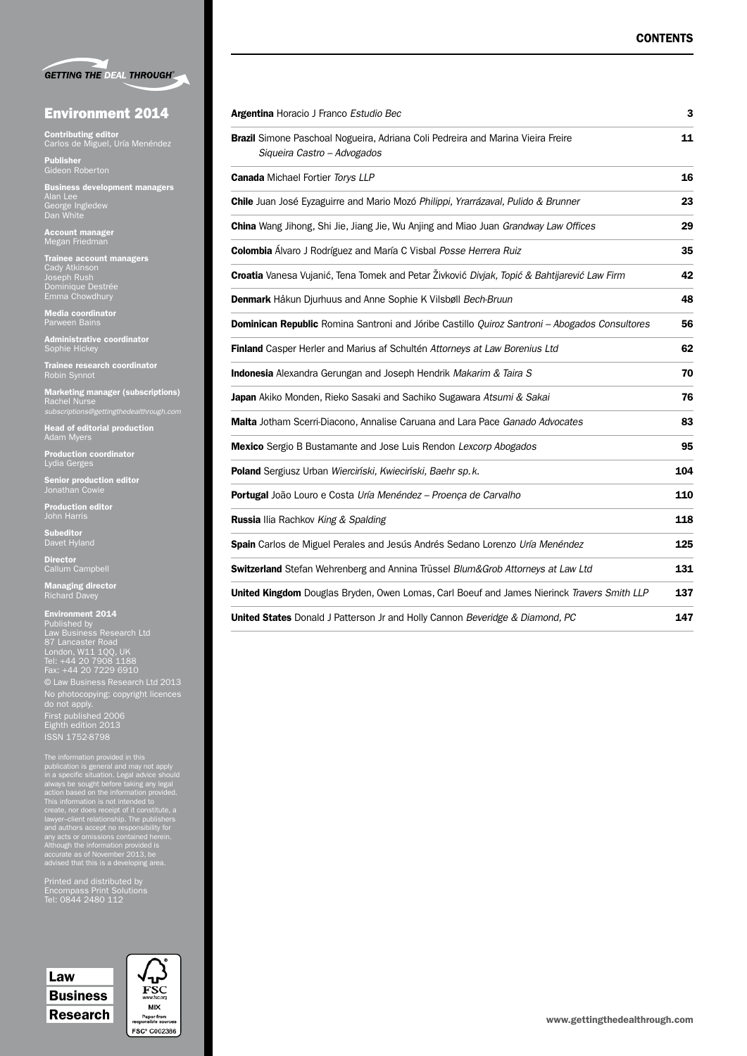GETTING THE DEAL THROUGH

# Environment 2014

**Contributing editor**
Carlos de Miguel, Uría Menéndez

**Publisher**
Gideon Roberton

**Business development managers**
Alan Lee
George Ingledew
Dan White

**Account manager**
Megan Friedman

**Trainee account managers**
Cady Atkinson
Joseph Rush
Dominique Destrée
Emma Chowdhury

**Media coordinator**
Parween Bains

**Administrative coordinator**
Sophie Hickey

**Trainee research coordinator**
Robin Synnot

**Marketing manager (subscriptions)**
Rachel Nurse
*subscriptions@gettingthedealthrough.com*

**Head of editorial production**
Adam Myers

**Production coordinator**
Lydia Gerges

**Senior production editor**
Jonathan Cowie

**Production editor**
John Harris

**Subeditor**
Davet Hyland

**Director**
Callum Campbell

**Managing director**
Richard Davey

**Environment 2014**
Published by
Law Business Research Ltd
87 Lancaster Road
London, W11 1QQ, UK
Tel: +44 20 7908 1188
Fax: +44 20 7229 6910

© Law Business Research Ltd 2013
No photocopying: copyright licences do not apply.
First published 2006
Eighth edition 2013
ISSN 1752-8798

The information provided in this publication is general and may not apply in a specific situation. Legal advice should always be sought before taking any legal action based on the information provided. This information is not intended to create, nor does receipt of it constitute, a lawyer–client relationship. The publishers and authors accept no responsibility for any acts or omissions contained herein. Although the information provided is accurate as of November 2013, be advised that this is a developing area.

Printed and distributed by
Encompass Print Solutions
Tel: 0844 2480 112

Law Business Research

## CONTENTS

| | |
|---|---|
| **Argentina** Horacio J Franco *Estudio Bec* | **3** |
| **Brazil** Simone Paschoal Nogueira, Adriana Coli Pedreira and Marina Vieira Freire *Siqueira Castro – Advogados* | **11** |
| **Canada** Michael Fortier *Torys LLP* | **16** |
| **Chile** Juan José Eyzaguirre and Mario Mozó *Philippi, Yrrarázaval, Pulido & Brunner* | **23** |
| **China** Wang Jihong, Shi Jie, Jiang Jie, Wu Anjing and Miao Juan *Grandway Law Offices* | **29** |
| **Colombia** Álvaro J Rodríguez and María C Visbal *Posse Herrera Ruiz* | **35** |
| **Croatia** Vanesa Vujanić, Tena Tomek and Petar Živković *Divjak, Topić & Bahtijarević Law Firm* | **42** |
| **Denmark** Hákun Djurhuus and Anne Sophie K Vilsbøll *Bech-Bruun* | **48** |
| **Dominican Republic** Romina Santroni and Jóribe Castillo *Quiroz Santroni – Abogados Consultores* | **56** |
| **Finland** Casper Herler and Marius af Schultén *Attorneys at Law Borenius Ltd* | **62** |
| **Indonesia** Alexandra Gerungan and Joseph Hendrik *Makarim & Taira S* | **70** |
| **Japan** Akiko Monden, Rieko Sasaki and Sachiko Sugawara *Atsumi & Sakai* | **76** |
| **Malta** Jotham Scerri-Diacono, Annalise Caruana and Lara Pace *Ganado Advocates* | **83** |
| **Mexico** Sergio B Bustamante and Jose Luis Rendon *Lexcorp Abogados* | **95** |
| **Poland** Sergiusz Urban *Wierciński, Kwieciński, Baehr sp.k.* | **104** |
| **Portugal** João Louro e Costa *Uría Menéndez – Proença de Carvalho* | **110** |
| **Russia** Ilia Rachkov *King & Spalding* | **118** |
| **Spain** Carlos de Miguel Perales and Jesús Andrés Sedano Lorenzo *Uría Menéndez* | **125** |
| **Switzerland** Stefan Wehrenberg and Annina Trüssel *Blum&Grob Attorneys at Law Ltd* | **131** |
| **United Kingdom** Douglas Bryden, Owen Lomas, Carl Boeuf and James Nierinck *Travers Smith LLP* | **137** |
| **United States** Donald J Patterson Jr and Holly Cannon *Beveridge & Diamond, PC* | **147** |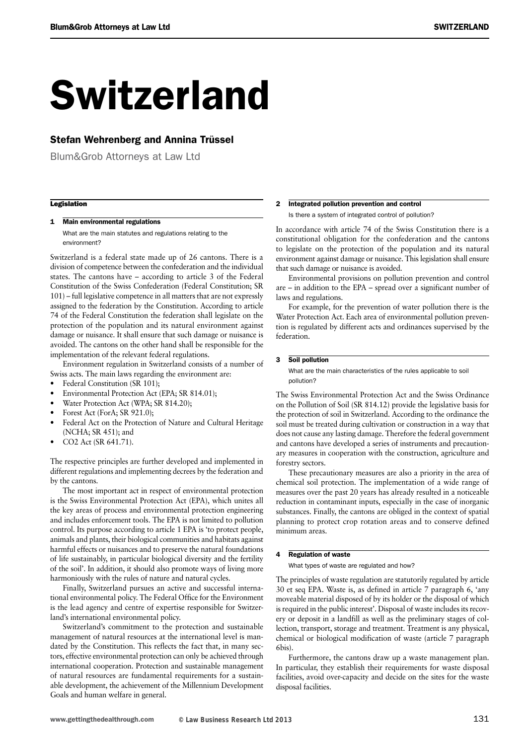# Switzerland

## Stefan Wehrenberg and Annina Trüssel

Blum&Grob Attorneys at Law Ltd

### Legislation

#### 1 Main environmental regulations

What are the main statutes and regulations relating to the environment?

Switzerland is a federal state made up of 26 cantons. There is a division of competence between the confederation and the individual states. The cantons have – according to article 3 of the Federal Constitution of the Swiss Confederation (Federal Constitution; SR 101) – full legislative competence in all matters that are not expressly assigned to the federation by the Constitution. According to article 74 of the Federal Constitution the federation shall legislate on the protection of the population and its natural environment against damage or nuisance. It shall ensure that such damage or nuisance is avoided. The cantons on the other hand shall be responsible for the implementation of the relevant federal regulations.

Environment regulation in Switzerland consists of a number of Swiss acts. The main laws regarding the environment are:

- Federal Constitution (SR 101);
- Environmental Protection Act (EPA; SR 814.01);
- Water Protection Act (WPA; SR 814.20);
- Forest Act (ForA; SR 921.0);
- Federal Act on the Protection of Nature and Cultural Heritage (NCHA; SR 451); and
- CO2 Act (SR 641.71).

The respective principles are further developed and implemented in different regulations and implementing decrees by the federation and by the cantons.

The most important act in respect of environmental protection is the Swiss Environmental Protection Act (EPA), which unites all the key areas of process and environmental protection engineering and includes enforcement tools. The EPA is not limited to pollution control. Its purpose according to article 1 EPA is 'to protect people, animals and plants, their biological communities and habitats against harmful effects or nuisances and to preserve the natural foundations of life sustainably, in particular biological diversity and the fertility of the soil'. In addition, it should also promote ways of living more harmoniously with the rules of nature and natural cycles.

Finally, Switzerland pursues an active and successful international environmental policy. The Federal Office for the Environment is the lead agency and centre of expertise responsible for Switzerland's international environmental policy.

Switzerland's commitment to the protection and sustainable management of natural resources at the international level is mandated by the Constitution. This reflects the fact that, in many sectors, effective environmental protection can only be achieved through international cooperation. Protection and sustainable management of natural resources are fundamental requirements for a sustainable development, the achievement of the Millennium Development Goals and human welfare in general.

#### 2 Integrated pollution prevention and control

Is there a system of integrated control of pollution?

In accordance with article 74 of the Swiss Constitution there is a constitutional obligation for the confederation and the cantons to legislate on the protection of the population and its natural environment against damage or nuisance. This legislation shall ensure that such damage or nuisance is avoided.

Environmental provisions on pollution prevention and control are – in addition to the EPA – spread over a significant number of laws and regulations.

For example, for the prevention of water pollution there is the Water Protection Act. Each area of environmental pollution prevention is regulated by different acts and ordinances supervised by the federation.

#### 3 Soil pollution

What are the main characteristics of the rules applicable to soil pollution?

The Swiss Environmental Protection Act and the Swiss Ordinance on the Pollution of Soil (SR 814.12) provide the legislative basis for the protection of soil in Switzerland. According to the ordinance the soil must be treated during cultivation or construction in a way that does not cause any lasting damage. Therefore the federal government and cantons have developed a series of instruments and precautionary measures in cooperation with the construction, agriculture and forestry sectors.

These precautionary measures are also a priority in the area of chemical soil protection. The implementation of a wide range of measures over the past 20 years has already resulted in a noticeable reduction in contaminant inputs, especially in the case of inorganic substances. Finally, the cantons are obliged in the context of spatial planning to protect crop rotation areas and to conserve defined minimum areas.

#### 4 Regulation of waste

What types of waste are regulated and how?

The principles of waste regulation are statutorily regulated by article 30 et seq EPA. Waste is, as defined in article 7 paragraph 6, 'any moveable material disposed of by its holder or the disposal of which is required in the public interest'. Disposal of waste includes its recovery or deposit in a landfill as well as the preliminary stages of collection, transport, storage and treatment. Treatment is any physical, chemical or biological modification of waste (article 7 paragraph 6bis).

Furthermore, the cantons draw up a waste management plan. In particular, they establish their requirements for waste disposal facilities, avoid over-capacity and decide on the sites for the waste disposal facilities.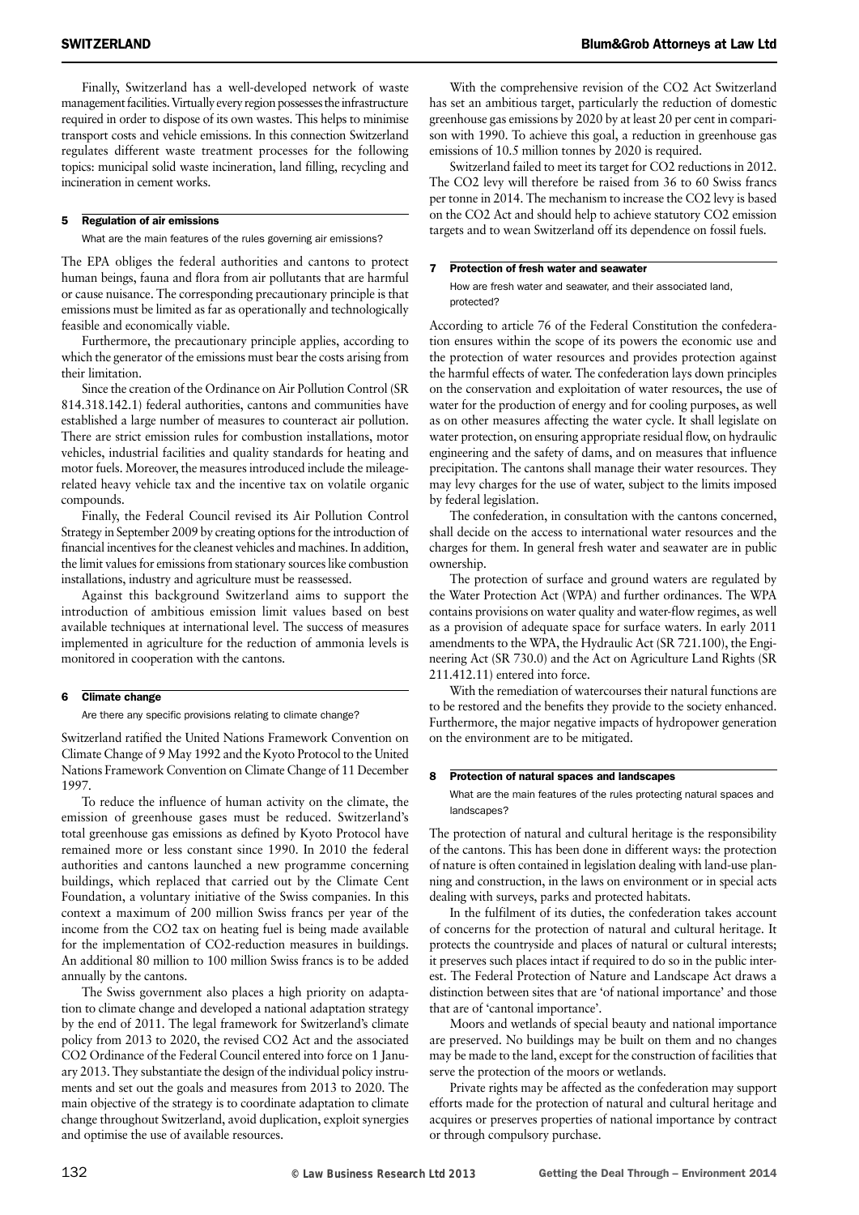Finally, Switzerland has a well-developed network of waste management facilities. Virtually every region possesses the infrastructure required in order to dispose of its own wastes. This helps to minimise transport costs and vehicle emissions. In this connection Switzerland regulates different waste treatment processes for the following topics: municipal solid waste incineration, land filling, recycling and incineration in cement works.

## 5 Regulation of air emissions

What are the main features of the rules governing air emissions?

The EPA obliges the federal authorities and cantons to protect human beings, fauna and flora from air pollutants that are harmful or cause nuisance. The corresponding precautionary principle is that emissions must be limited as far as operationally and technologically feasible and economically viable.

Furthermore, the precautionary principle applies, according to which the generator of the emissions must bear the costs arising from their limitation.

Since the creation of the Ordinance on Air Pollution Control (SR 814.318.142.1) federal authorities, cantons and communities have established a large number of measures to counteract air pollution. There are strict emission rules for combustion installations, motor vehicles, industrial facilities and quality standards for heating and motor fuels. Moreover, the measures introduced include the mileage-related heavy vehicle tax and the incentive tax on volatile organic compounds.

Finally, the Federal Council revised its Air Pollution Control Strategy in September 2009 by creating options for the introduction of financial incentives for the cleanest vehicles and machines. In addition, the limit values for emissions from stationary sources like combustion installations, industry and agriculture must be reassessed.

Against this background Switzerland aims to support the introduction of ambitious emission limit values based on best available techniques at international level. The success of measures implemented in agriculture for the reduction of ammonia levels is monitored in cooperation with the cantons.

## 6 Climate change

Are there any specific provisions relating to climate change?

Switzerland ratified the United Nations Framework Convention on Climate Change of 9 May 1992 and the Kyoto Protocol to the United Nations Framework Convention on Climate Change of 11 December 1997.

To reduce the influence of human activity on the climate, the emission of greenhouse gases must be reduced. Switzerland's total greenhouse gas emissions as defined by Kyoto Protocol have remained more or less constant since 1990. In 2010 the federal authorities and cantons launched a new programme concerning buildings, which replaced that carried out by the Climate Cent Foundation, a voluntary initiative of the Swiss companies. In this context a maximum of 200 million Swiss francs per year of the income from the CO2 tax on heating fuel is being made available for the implementation of CO2-reduction measures in buildings. An additional 80 million to 100 million Swiss francs is to be added annually by the cantons.

The Swiss government also places a high priority on adaptation to climate change and developed a national adaptation strategy by the end of 2011. The legal framework for Switzerland's climate policy from 2013 to 2020, the revised CO2 Act and the associated CO2 Ordinance of the Federal Council entered into force on 1 January 2013. They substantiate the design of the individual policy instruments and set out the goals and measures from 2013 to 2020. The main objective of the strategy is to coordinate adaptation to climate change throughout Switzerland, avoid duplication, exploit synergies and optimise the use of available resources.

With the comprehensive revision of the CO2 Act Switzerland has set an ambitious target, particularly the reduction of domestic greenhouse gas emissions by 2020 by at least 20 per cent in comparison with 1990. To achieve this goal, a reduction in greenhouse gas emissions of 10.5 million tonnes by 2020 is required.

Switzerland failed to meet its target for CO2 reductions in 2012. The CO2 levy will therefore be raised from 36 to 60 Swiss francs per tonne in 2014. The mechanism to increase the CO2 levy is based on the CO2 Act and should help to achieve statutory CO2 emission targets and to wean Switzerland off its dependence on fossil fuels.

## 7 Protection of fresh water and seawater

How are fresh water and seawater, and their associated land, protected?

According to article 76 of the Federal Constitution the confederation ensures within the scope of its powers the economic use and the protection of water resources and provides protection against the harmful effects of water. The confederation lays down principles on the conservation and exploitation of water resources, the use of water for the production of energy and for cooling purposes, as well as on other measures affecting the water cycle. It shall legislate on water protection, on ensuring appropriate residual flow, on hydraulic engineering and the safety of dams, and on measures that influence precipitation. The cantons shall manage their water resources. They may levy charges for the use of water, subject to the limits imposed by federal legislation.

The confederation, in consultation with the cantons concerned, shall decide on the access to international water resources and the charges for them. In general fresh water and seawater are in public ownership.

The protection of surface and ground waters are regulated by the Water Protection Act (WPA) and further ordinances. The WPA contains provisions on water quality and water-flow regimes, as well as a provision of adequate space for surface waters. In early 2011 amendments to the WPA, the Hydraulic Act (SR 721.100), the Engineering Act (SR 730.0) and the Act on Agriculture Land Rights (SR 211.412.11) entered into force.

With the remediation of watercourses their natural functions are to be restored and the benefits they provide to the society enhanced. Furthermore, the major negative impacts of hydropower generation on the environment are to be mitigated.

## 8 Protection of natural spaces and landscapes

What are the main features of the rules protecting natural spaces and landscapes?

The protection of natural and cultural heritage is the responsibility of the cantons. This has been done in different ways: the protection of nature is often contained in legislation dealing with land-use planning and construction, in the laws on environment or in special acts dealing with surveys, parks and protected habitats.

In the fulfilment of its duties, the confederation takes account of concerns for the protection of natural and cultural heritage. It protects the countryside and places of natural or cultural interests; it preserves such places intact if required to do so in the public interest. The Federal Protection of Nature and Landscape Act draws a distinction between sites that are 'of national importance' and those that are of 'cantonal importance'.

Moors and wetlands of special beauty and national importance are preserved. No buildings may be built on them and no changes may be made to the land, except for the construction of facilities that serve the protection of the moors or wetlands.

Private rights may be affected as the confederation may support efforts made for the protection of natural and cultural heritage and acquires or preserves properties of national importance by contract or through compulsory purchase.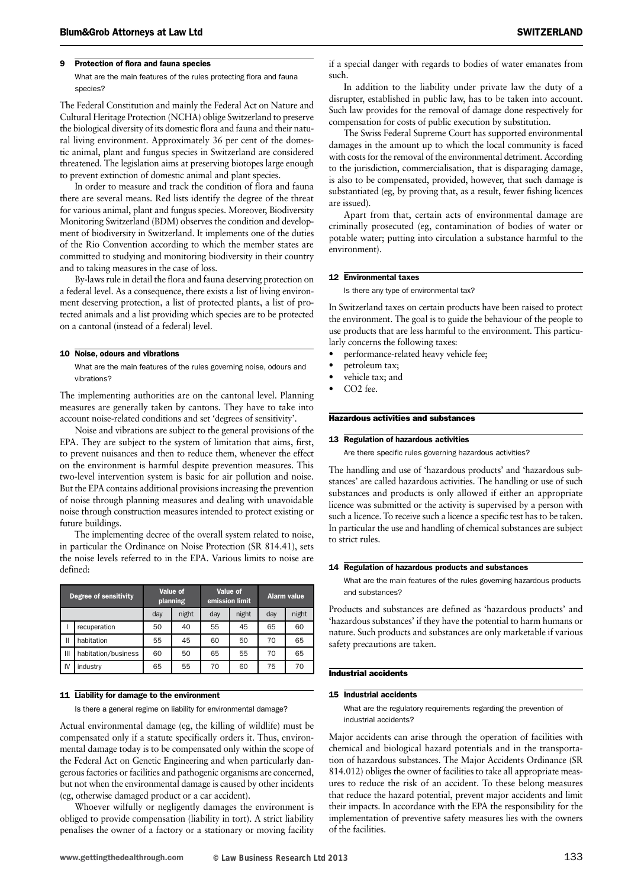## 9 Protection of flora and fauna species

What are the main features of the rules protecting flora and fauna species?

The Federal Constitution and mainly the Federal Act on Nature and Cultural Heritage Protection (NCHA) oblige Switzerland to preserve the biological diversity of its domestic flora and fauna and their natural living environment. Approximately 36 per cent of the domestic animal, plant and fungus species in Switzerland are considered threatened. The legislation aims at preserving biotopes large enough to prevent extinction of domestic animal and plant species.

In order to measure and track the condition of flora and fauna there are several means. Red lists identify the degree of the threat for various animal, plant and fungus species. Moreover, Biodiversity Monitoring Switzerland (BDM) observes the condition and development of biodiversity in Switzerland. It implements one of the duties of the Rio Convention according to which the member states are committed to studying and monitoring biodiversity in their country and to taking measures in the case of loss.

By-laws rule in detail the flora and fauna deserving protection on a federal level. As a consequence, there exists a list of living environment deserving protection, a list of protected plants, a list of protected animals and a list providing which species are to be protected on a cantonal (instead of a federal) level.

## 10 Noise, odours and vibrations

What are the main features of the rules governing noise, odours and vibrations?

The implementing authorities are on the cantonal level. Planning measures are generally taken by cantons. They have to take into account noise-related conditions and set 'degrees of sensitivity'.

Noise and vibrations are subject to the general provisions of the EPA. They are subject to the system of limitation that aims, first, to prevent nuisances and then to reduce them, whenever the effect on the environment is harmful despite prevention measures. This two-level intervention system is basic for air pollution and noise. But the EPA contains additional provisions increasing the prevention of noise through planning measures and dealing with unavoidable noise through construction measures intended to protect existing or future buildings.

The implementing decree of the overall system related to noise, in particular the Ordinance on Noise Protection (SR 814.41), sets the noise levels referred to in the EPA. Various limits to noise are defined:

| Degree of sensitivity | | Value of planning | | Value of emission limit | | Alarm value | |
|---|---|---|---|---|---|---|---|
| | | day | night | day | night | day | night |
| I | recuperation | 50 | 40 | 55 | 45 | 65 | 60 |
| II | habitation | 55 | 45 | 60 | 50 | 70 | 65 |
| III | habitation/business | 60 | 50 | 65 | 55 | 70 | 65 |
| IV | industry | 65 | 55 | 70 | 60 | 75 | 70 |

## 11 Liability for damage to the environment

Is there a general regime on liability for environmental damage?

Actual environmental damage (eg, the killing of wildlife) must be compensated only if a statute specifically orders it. Thus, environmental damage today is to be compensated only within the scope of the Federal Act on Genetic Engineering and when particularly dangerous factories or facilities and pathogenic organisms are concerned, but not when the environmental damage is caused by other incidents (eg, otherwise damaged product or a car accident).

Whoever wilfully or negligently damages the environment is obliged to provide compensation (liability in tort). A strict liability penalises the owner of a factory or a stationary or moving facility if a special danger with regards to bodies of water emanates from such.

In addition to the liability under private law the duty of a disrupter, established in public law, has to be taken into account. Such law provides for the removal of damage done respectively for compensation for costs of public execution by substitution.

The Swiss Federal Supreme Court has supported environmental damages in the amount up to which the local community is faced with costs for the removal of the environmental detriment. According to the jurisdiction, commercialisation, that is disparaging damage, is also to be compensated, provided, however, that such damage is substantiated (eg, by proving that, as a result, fewer fishing licences are issued).

Apart from that, certain acts of environmental damage are criminally prosecuted (eg, contamination of bodies of water or potable water; putting into circulation a substance harmful to the environment).

## 12 Environmental taxes

Is there any type of environmental tax?

In Switzerland taxes on certain products have been raised to protect the environment. The goal is to guide the behaviour of the people to use products that are less harmful to the environment. This particularly concerns the following taxes:

- performance-related heavy vehicle fee;
- petroleum tax;
- vehicle tax; and
- $CO_2$ fee.

# Hazardous activities and substances

## 13 Regulation of hazardous activities

Are there specific rules governing hazardous activities?

The handling and use of 'hazardous products' and 'hazardous substances' are called hazardous activities. The handling or use of such substances and products is only allowed if either an appropriate licence was submitted or the activity is supervised by a person with such a licence. To receive such a licence a specific test has to be taken. In particular the use and handling of chemical substances are subject to strict rules.

## 14 Regulation of hazardous products and substances

What are the main features of the rules governing hazardous products and substances?

Products and substances are defined as 'hazardous products' and 'hazardous substances' if they have the potential to harm humans or nature. Such products and substances are only marketable if various safety precautions are taken.

# Industrial accidents

## 15 Industrial accidents

What are the regulatory requirements regarding the prevention of industrial accidents?

Major accidents can arise through the operation of facilities with chemical and biological hazard potentials and in the transportation of hazardous substances. The Major Accidents Ordinance (SR 814.012) obliges the owner of facilities to take all appropriate measures to reduce the risk of an accident. To these belong measures that reduce the hazard potential, prevent major accidents and limit their impacts. In accordance with the EPA the responsibility for the implementation of preventive safety measures lies with the owners of the facilities.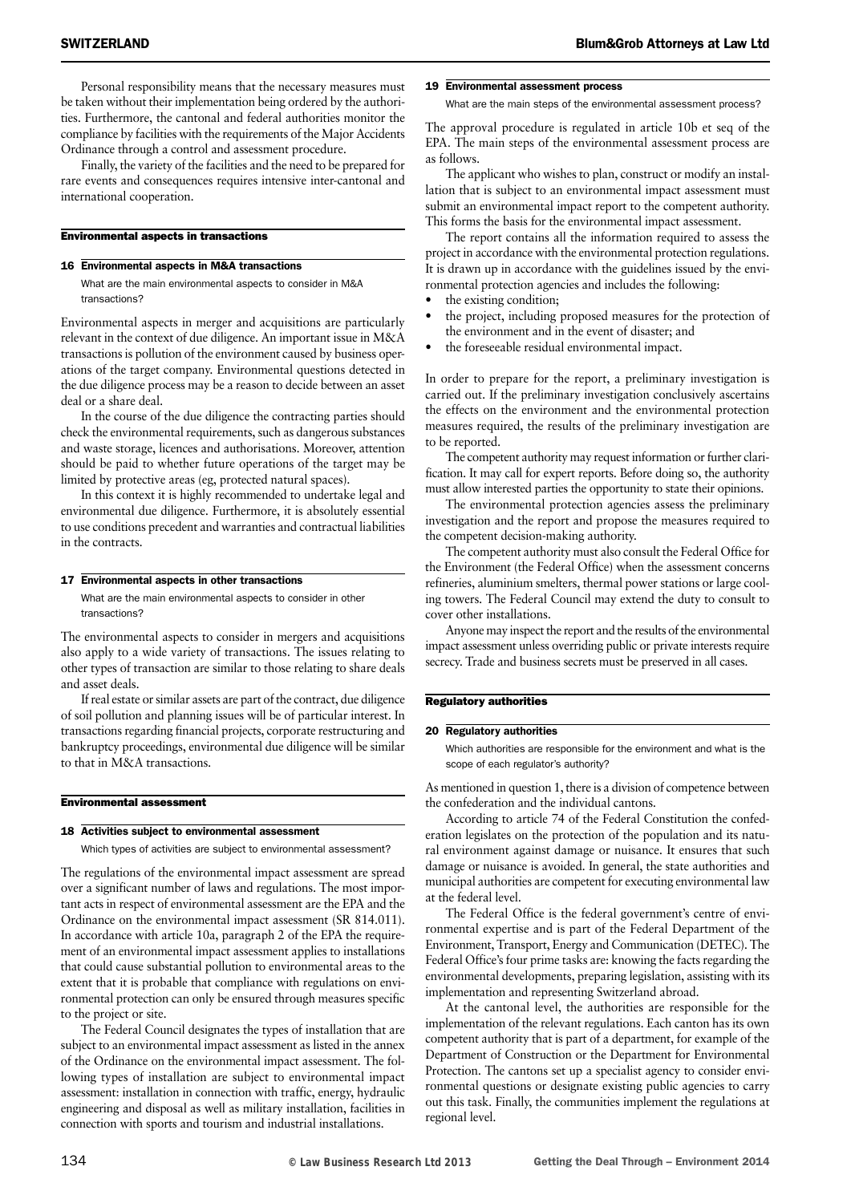Personal responsibility means that the necessary measures must be taken without their implementation being ordered by the authorities. Furthermore, the cantonal and federal authorities monitor the compliance by facilities with the requirements of the Major Accidents Ordinance through a control and assessment procedure.

Finally, the variety of the facilities and the need to be prepared for rare events and consequences requires intensive inter-cantonal and international cooperation.

## Environmental aspects in transactions

### 16 Environmental aspects in M&A transactions

What are the main environmental aspects to consider in M&A transactions?

Environmental aspects in merger and acquisitions are particularly relevant in the context of due diligence. An important issue in M&A transactions is pollution of the environment caused by business operations of the target company. Environmental questions detected in the due diligence process may be a reason to decide between an asset deal or a share deal.

In the course of the due diligence the contracting parties should check the environmental requirements, such as dangerous substances and waste storage, licences and authorisations. Moreover, attention should be paid to whether future operations of the target may be limited by protective areas (eg, protected natural spaces).

In this context it is highly recommended to undertake legal and environmental due diligence. Furthermore, it is absolutely essential to use conditions precedent and warranties and contractual liabilities in the contracts.

### 17 Environmental aspects in other transactions

What are the main environmental aspects to consider in other transactions?

The environmental aspects to consider in mergers and acquisitions also apply to a wide variety of transactions. The issues relating to other types of transaction are similar to those relating to share deals and asset deals.

If real estate or similar assets are part of the contract, due diligence of soil pollution and planning issues will be of particular interest. In transactions regarding financial projects, corporate restructuring and bankruptcy proceedings, environmental due diligence will be similar to that in M&A transactions.

## Environmental assessment

### 18 Activities subject to environmental assessment

Which types of activities are subject to environmental assessment?

The regulations of the environmental impact assessment are spread over a significant number of laws and regulations. The most important acts in respect of environmental assessment are the EPA and the Ordinance on the environmental impact assessment (SR 814.011). In accordance with article 10a, paragraph 2 of the EPA the requirement of an environmental impact assessment applies to installations that could cause substantial pollution to environmental areas to the extent that it is probable that compliance with regulations on environmental protection can only be ensured through measures specific to the project or site.

The Federal Council designates the types of installation that are subject to an environmental impact assessment as listed in the annex of the Ordinance on the environmental impact assessment. The following types of installation are subject to environmental impact assessment: installation in connection with traffic, energy, hydraulic engineering and disposal as well as military installation, facilities in connection with sports and tourism and industrial installations.

### 19 Environmental assessment process

What are the main steps of the environmental assessment process?

The approval procedure is regulated in article 10b et seq of the EPA. The main steps of the environmental assessment process are as follows.

The applicant who wishes to plan, construct or modify an installation that is subject to an environmental impact assessment must submit an environmental impact report to the competent authority. This forms the basis for the environmental impact assessment.

The report contains all the information required to assess the project in accordance with the environmental protection regulations. It is drawn up in accordance with the guidelines issued by the environmental protection agencies and includes the following:

- the existing condition;
- the project, including proposed measures for the protection of the environment and in the event of disaster; and
- the foreseeable residual environmental impact.

In order to prepare for the report, a preliminary investigation is carried out. If the preliminary investigation conclusively ascertains the effects on the environment and the environmental protection measures required, the results of the preliminary investigation are to be reported.

The competent authority may request information or further clarification. It may call for expert reports. Before doing so, the authority must allow interested parties the opportunity to state their opinions.

The environmental protection agencies assess the preliminary investigation and the report and propose the measures required to the competent decision-making authority.

The competent authority must also consult the Federal Office for the Environment (the Federal Office) when the assessment concerns refineries, aluminium smelters, thermal power stations or large cooling towers. The Federal Council may extend the duty to consult to cover other installations.

Anyone may inspect the report and the results of the environmental impact assessment unless overriding public or private interests require secrecy. Trade and business secrets must be preserved in all cases.

## Regulatory authorities

### 20 Regulatory authorities

Which authorities are responsible for the environment and what is the scope of each regulator's authority?

As mentioned in question 1, there is a division of competence between the confederation and the individual cantons.

According to article 74 of the Federal Constitution the confederation legislates on the protection of the population and its natural environment against damage or nuisance. It ensures that such damage or nuisance is avoided. In general, the state authorities and municipal authorities are competent for executing environmental law at the federal level.

The Federal Office is the federal government's centre of environmental expertise and is part of the Federal Department of the Environment, Transport, Energy and Communication (DETEC). The Federal Office's four prime tasks are: knowing the facts regarding the environmental developments, preparing legislation, assisting with its implementation and representing Switzerland abroad.

At the cantonal level, the authorities are responsible for the implementation of the relevant regulations. Each canton has its own competent authority that is part of a department, for example of the Department of Construction or the Department for Environmental Protection. The cantons set up a specialist agency to consider environmental questions or designate existing public agencies to carry out this task. Finally, the communities implement the regulations at regional level.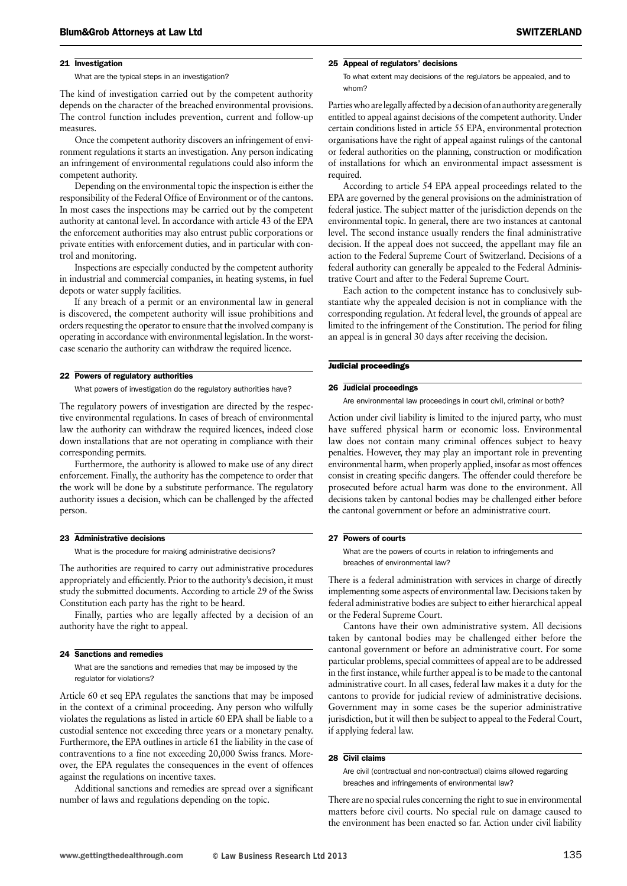### 21 Investigation

What are the typical steps in an investigation?

The kind of investigation carried out by the competent authority depends on the character of the breached environmental provisions. The control function includes prevention, current and follow-up measures.

Once the competent authority discovers an infringement of environment regulations it starts an investigation. Any person indicating an infringement of environmental regulations could also inform the competent authority.

Depending on the environmental topic the inspection is either the responsibility of the Federal Office of Environment or of the cantons. In most cases the inspections may be carried out by the competent authority at cantonal level. In accordance with article 43 of the EPA the enforcement authorities may also entrust public corporations or private entities with enforcement duties, and in particular with control and monitoring.

Inspections are especially conducted by the competent authority in industrial and commercial companies, in heating systems, in fuel depots or water supply facilities.

If any breach of a permit or an environmental law in general is discovered, the competent authority will issue prohibitions and orders requesting the operator to ensure that the involved company is operating in accordance with environmental legislation. In the worst-case scenario the authority can withdraw the required licence.

### 22 Powers of regulatory authorities

What powers of investigation do the regulatory authorities have?

The regulatory powers of investigation are directed by the respective environmental regulations. In cases of breach of environmental law the authority can withdraw the required licences, indeed close down installations that are not operating in compliance with their corresponding permits.

Furthermore, the authority is allowed to make use of any direct enforcement. Finally, the authority has the competence to order that the work will be done by a substitute performance. The regulatory authority issues a decision, which can be challenged by the affected person.

### 23 Administrative decisions

What is the procedure for making administrative decisions?

The authorities are required to carry out administrative procedures appropriately and efficiently. Prior to the authority's decision, it must study the submitted documents. According to article 29 of the Swiss Constitution each party has the right to be heard.

Finally, parties who are legally affected by a decision of an authority have the right to appeal.

### 24 Sanctions and remedies

What are the sanctions and remedies that may be imposed by the regulator for violations?

Article 60 et seq EPA regulates the sanctions that may be imposed in the context of a criminal proceeding. Any person who wilfully violates the regulations as listed in article 60 EPA shall be liable to a custodial sentence not exceeding three years or a monetary penalty. Furthermore, the EPA outlines in article 61 the liability in the case of contraventions to a fine not exceeding 20,000 Swiss francs. Moreover, the EPA regulates the consequences in the event of offences against the regulations on incentive taxes.

Additional sanctions and remedies are spread over a significant number of laws and regulations depending on the topic.

### 25 Appeal of regulators' decisions

To what extent may decisions of the regulators be appealed, and to whom?

Parties who are legally affected by a decision of an authority are generally entitled to appeal against decisions of the competent authority. Under certain conditions listed in article 55 EPA, environmental protection organisations have the right of appeal against rulings of the cantonal or federal authorities on the planning, construction or modification of installations for which an environmental impact assessment is required.

According to article 54 EPA appeal proceedings related to the EPA are governed by the general provisions on the administration of federal justice. The subject matter of the jurisdiction depends on the environmental topic. In general, there are two instances at cantonal level. The second instance usually renders the final administrative decision. If the appeal does not succeed, the appellant may file an action to the Federal Supreme Court of Switzerland. Decisions of a federal authority can generally be appealed to the Federal Administrative Court and after to the Federal Supreme Court.

Each action to the competent instance has to conclusively substantiate why the appealed decision is not in compliance with the corresponding regulation. At federal level, the grounds of appeal are limited to the infringement of the Constitution. The period for filing an appeal is in general 30 days after receiving the decision.

## Judicial proceedings

### 26 Judicial proceedings

Are environmental law proceedings in court civil, criminal or both?

Action under civil liability is limited to the injured party, who must have suffered physical harm or economic loss. Environmental law does not contain many criminal offences subject to heavy penalties. However, they may play an important role in preventing environmental harm, when properly applied, insofar as most offences consist in creating specific dangers. The offender could therefore be prosecuted before actual harm was done to the environment. All decisions taken by cantonal bodies may be challenged either before the cantonal government or before an administrative court.

### 27 Powers of courts

What are the powers of courts in relation to infringements and breaches of environmental law?

There is a federal administration with services in charge of directly implementing some aspects of environmental law. Decisions taken by federal administrative bodies are subject to either hierarchical appeal or the Federal Supreme Court.

Cantons have their own administrative system. All decisions taken by cantonal bodies may be challenged either before the cantonal government or before an administrative court. For some particular problems, special committees of appeal are to be addressed in the first instance, while further appeal is to be made to the cantonal administrative court. In all cases, federal law makes it a duty for the cantons to provide for judicial review of administrative decisions. Government may in some cases be the superior administrative jurisdiction, but it will then be subject to appeal to the Federal Court, if applying federal law.

### 28 Civil claims

Are civil (contractual and non-contractual) claims allowed regarding breaches and infringements of environmental law?

There are no special rules concerning the right to sue in environmental matters before civil courts. No special rule on damage caused to the environment has been enacted so far. Action under civil liability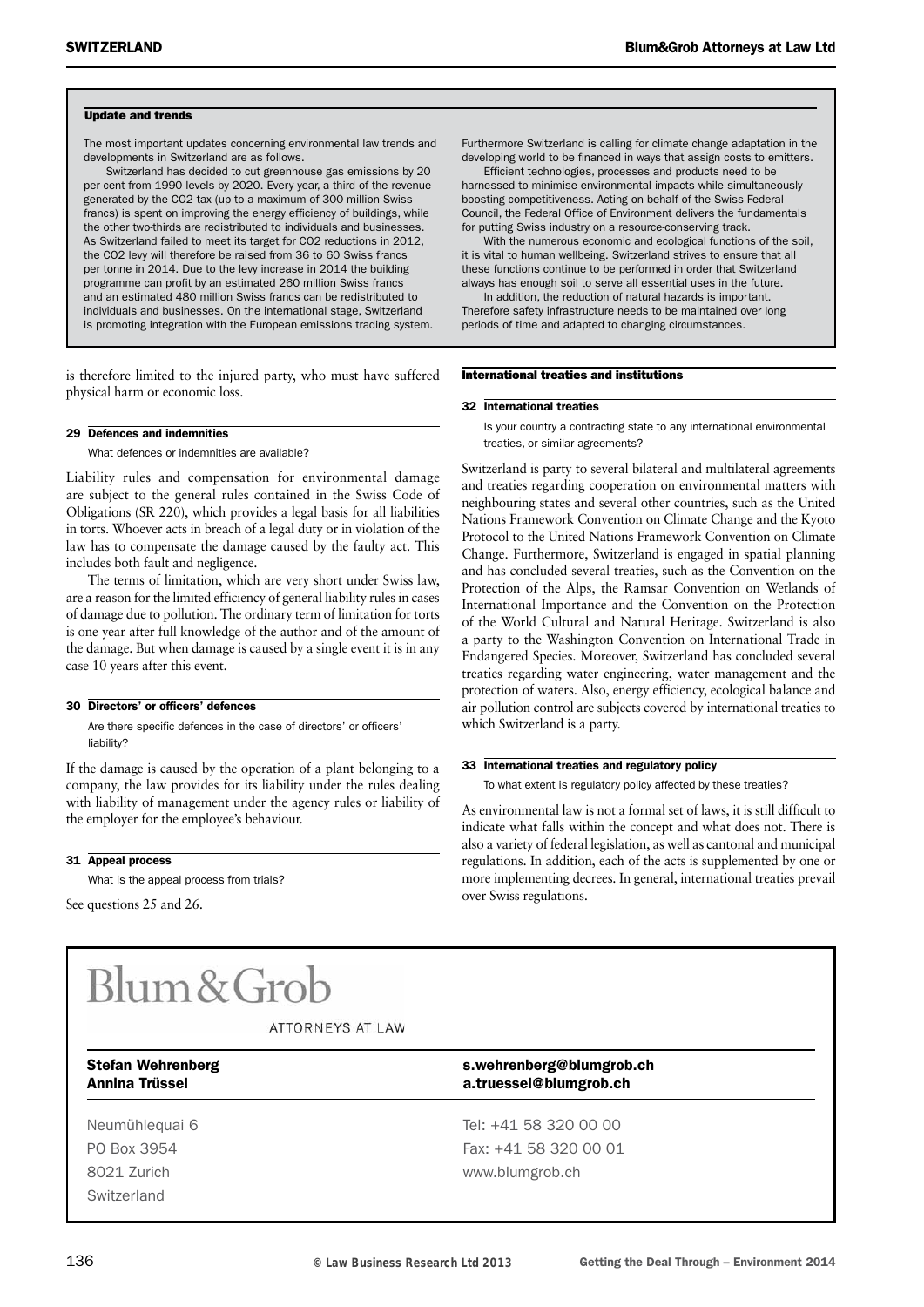## Update and trends

The most important updates concerning environmental law trends and developments in Switzerland are as follows.

Switzerland has decided to cut greenhouse gas emissions by 20 per cent from 1990 levels by 2020. Every year, a third of the revenue generated by the $CO_2$ tax (up to a maximum of 300 million Swiss francs) is spent on improving the energy efficiency of buildings, while the other two-thirds are redistributed to individuals and businesses. As Switzerland failed to meet its target for $CO_2$ reductions in 2012, the $CO_2$ levy will therefore be raised from 36 to 60 Swiss francs per tonne in 2014. Due to the levy increase in 2014 the building programme can profit by an estimated 260 million Swiss francs and an estimated 480 million Swiss francs can be redistributed to individuals and businesses. On the international stage, Switzerland is promoting integration with the European emissions trading system. Furthermore Switzerland is calling for climate change adaptation in the developing world to be financed in ways that assign costs to emitters.

Efficient technologies, processes and products need to be harnessed to minimise environmental impacts while simultaneously boosting competitiveness. Acting on behalf of the Swiss Federal Council, the Federal Office of Environment delivers the fundamentals for putting Swiss industry on a resource-conserving track.

With the numerous economic and ecological functions of the soil, it is vital to human wellbeing. Switzerland strives to ensure that all these functions continue to be performed in order that Switzerland always has enough soil to serve all essential uses in the future.

In addition, the reduction of natural hazards is important. Therefore safety infrastructure needs to be maintained over long periods of time and adapted to changing circumstances.

is therefore limited to the injured party, who must have suffered physical harm or economic loss.

### 29 Defences and indemnities

What defences or indemnities are available?

Liability rules and compensation for environmental damage are subject to the general rules contained in the Swiss Code of Obligations (SR 220), which provides a legal basis for all liabilities in torts. Whoever acts in breach of a legal duty or in violation of the law has to compensate the damage caused by the faulty act. This includes both fault and negligence.

The terms of limitation, which are very short under Swiss law, are a reason for the limited efficiency of general liability rules in cases of damage due to pollution. The ordinary term of limitation for torts is one year after full knowledge of the author and of the amount of the damage. But when damage is caused by a single event it is in any case 10 years after this event.

### 30 Directors' or officers' defences

Are there specific defences in the case of directors' or officers' liability?

If the damage is caused by the operation of a plant belonging to a company, the law provides for its liability under the rules dealing with liability of management under the agency rules or liability of the employer for the employee's behaviour.

### 31 Appeal process

What is the appeal process from trials?

See questions 25 and 26.

## International treaties and institutions

### 32 International treaties

Is your country a contracting state to any international environmental treaties, or similar agreements?

Switzerland is party to several bilateral and multilateral agreements and treaties regarding cooperation on environmental matters with neighbouring states and several other countries, such as the United Nations Framework Convention on Climate Change and the Kyoto Protocol to the United Nations Framework Convention on Climate Change. Furthermore, Switzerland is engaged in spatial planning and has concluded several treaties, such as the Convention on the Protection of the Alps, the Ramsar Convention on Wetlands of International Importance and the Convention on the Protection of the World Cultural and Natural Heritage. Switzerland is also a party to the Washington Convention on International Trade in Endangered Species. Moreover, Switzerland has concluded several treaties regarding water engineering, water management and the protection of waters. Also, energy efficiency, ecological balance and air pollution control are subjects covered by international treaties to which Switzerland is a party.

### 33 International treaties and regulatory policy

To what extent is regulatory policy affected by these treaties?

As environmental law is not a formal set of laws, it is still difficult to indicate what falls within the concept and what does not. There is also a variety of federal legislation, as well as cantonal and municipal regulations. In addition, each of the acts is supplemented by one or more implementing decrees. In general, international treaties prevail over Swiss regulations.

---

**Blum&Grob**
ATTORNEYS AT LAW

**Stefan Wehrenberg** s.wehrenberg@blumgrob.ch
**Annina Trüssel** a.truessel@blumgrob.ch

Neumühlequai 6
PO Box 3954
8021 Zurich
Switzerland

Tel: +41 58 320 00 00
Fax: +41 58 320 00 01
www.blumgrob.ch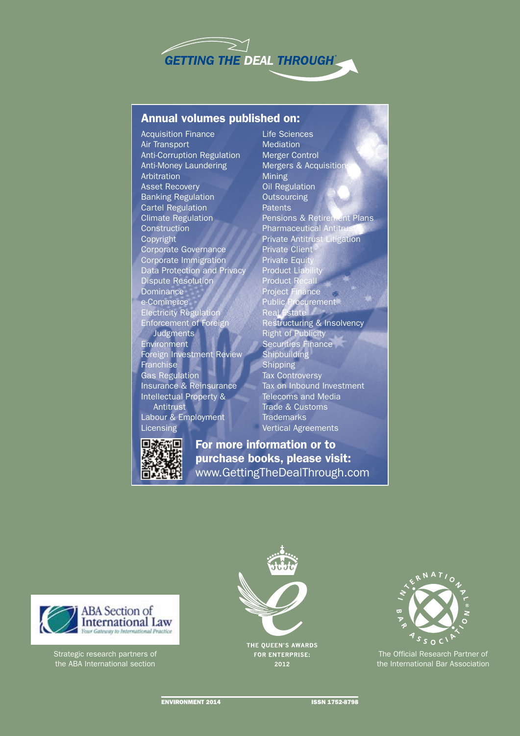GETTING THE DEAL THROUGH®

## Annual volumes published on:

Acquisition Finance
Air Transport
Anti-Corruption Regulation
Anti-Money Laundering
Arbitration
Asset Recovery
Banking Regulation
Cartel Regulation
Climate Regulation
Construction
Copyright
Corporate Governance
Corporate Immigration
Data Protection and Privacy
Dispute Resolution
Dominance
e-Commerce
Electricity Regulation
Enforcement of Foreign Judgments
Environment
Foreign Investment Review
Franchise
Gas Regulation
Insurance & Reinsurance
Intellectual Property & Antitrust
Labour & Employment
Licensing
Life Sciences
Mediation
Merger Control
Mergers & Acquisitions
Mining
Oil Regulation
Outsourcing
Patents
Pensions & Retirement Plans
Pharmaceutical Antitrust
Private Antitrust Litigation
Private Client
Private Equity
Product Liability
Product Recall
Project Finance
Public Procurement
Real Estate
Restructuring & Insolvency
Right of Publicity
Securities Finance
Shipbuilding
Shipping
Tax Controversy
Tax on Inbound Investment
Telecoms and Media
Trade & Customs
Trademarks
Vertical Agreements

**For more information or to purchase books, please visit:**
www.GettingTheDealThrough.com

ABA Section of International Law
*Your Gateway to International Practice*

Strategic research partners of the ABA International section

THE QUEEN'S AWARDS FOR ENTERPRISE: 2012

INTERNATIONAL BAR ASSOCIATION

The Official Research Partner of the International Bar Association

ENVIRONMENT 2014 ISSN 1752-8798